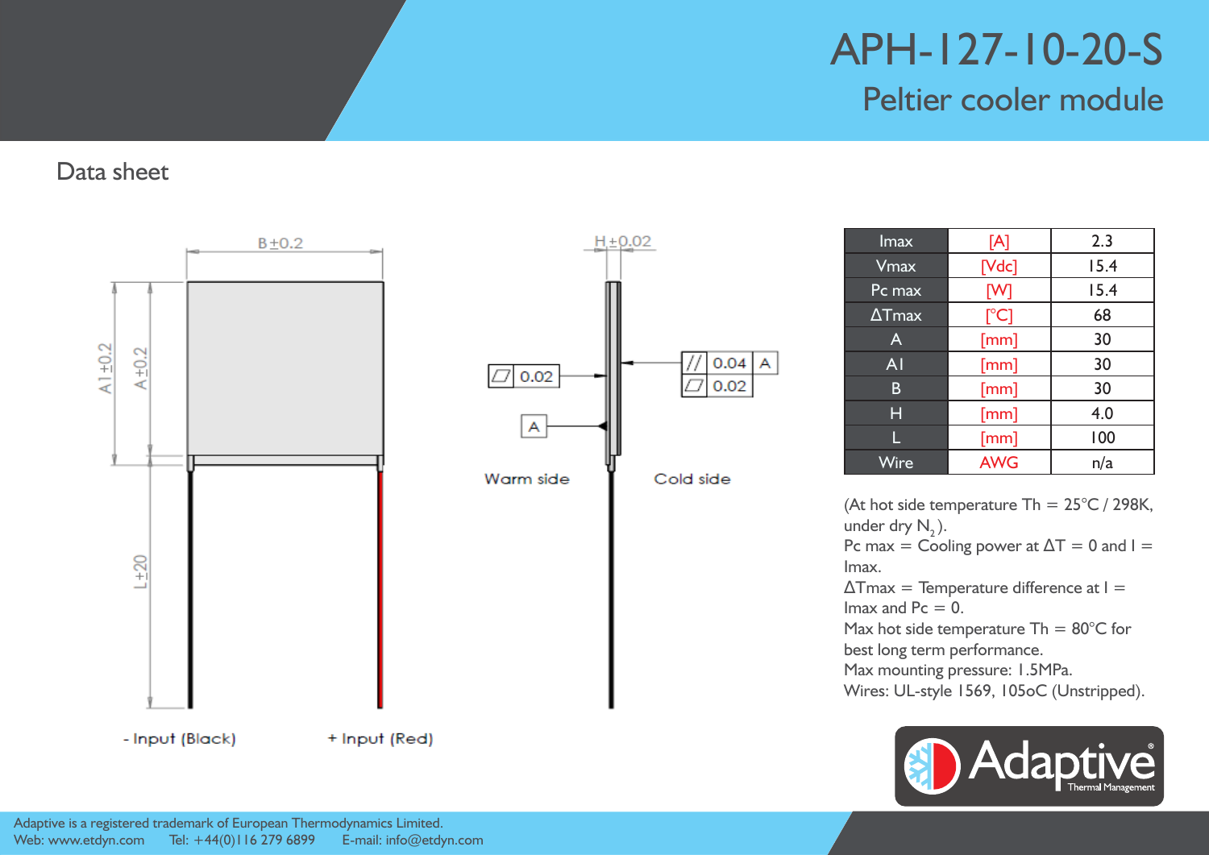# APH-127-10-20-S

## Peltier cooler module

Data sheet

B±0.2

H±0.02

A1±0.2

A±0.2

L±20

0.02

0.04 A

0.02

A

Warm side

Cold side

- Input (Black)

+ Input (Red)

| | | |
|---|---|---|
| Imax | [A] | 2.3 |
| Vmax | [Vdc] | 15.4 |
| Pc max | [W] | 15.4 |
| ΔTmax | [°C] | 68 |
| A | [mm] | 30 |
| A1 | [mm] | 30 |
| B | [mm] | 30 |
| H | [mm] | 4.0 |
| L | [mm] | 100 |
| Wire | AWG | n/a |

(At hot side temperature Th = 25°C / 298K, under dry $N_2$).
Pc max = Cooling power at ΔT = 0 and I = Imax.
ΔTmax = Temperature difference at I = Imax and Pc = 0.
Max hot side temperature Th = 80°C for best long term performance.
Max mounting pressure: 1.5MPa.
Wires: UL-style 1569, 105oC (Unstripped).

Adaptive Thermal Management

Adaptive is a registered trademark of European Thermodynamics Limited.
Web: www.etdyn.com Tel: +44(0)116 279 6899 E-mail: info@etdyn.com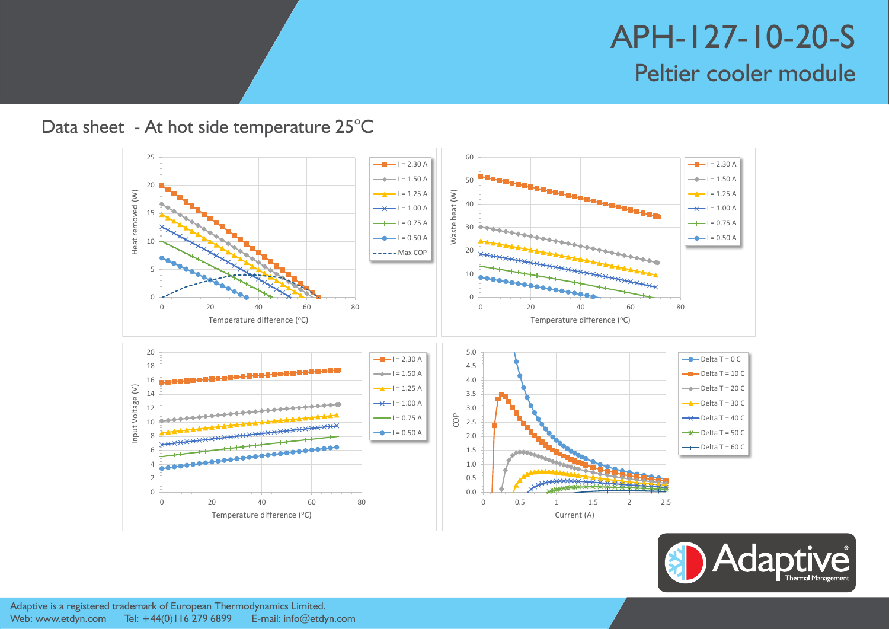# APH-127-10-20-S

## Peltier cooler module

### Data sheet - At hot side temperature 25°C

Heat removed (W) vs Temperature difference (°C)

Legend: I = 2.30 A, I = 1.50 A, I = 1.25 A, I = 1.00 A, I = 0.75 A, I = 0.50 A, Max COP

Waste heat (W) vs Temperature difference (°C)

Legend: I = 2.30 A, I = 1.50 A, I = 1.25 A, I = 1.00 A, I = 0.75 A, I = 0.50 A

Input Voltage (V) vs Temperature difference (°C)

Legend: I = 2.30 A, I = 1.50 A, I = 1.25 A, I = 1.00 A, I = 0.75 A, I = 0.50 A

COP vs Current (A)

Legend: Delta T = 0 C, Delta T = 10 C, Delta T = 20 C, Delta T = 30 C, Delta T = 40 C, Delta T = 50 C, Delta T = 60 C

Adaptive is a registered trademark of European Thermodynamics Limited.
Web: www.etdyn.com Tel: +44(0)116 279 6899 E-mail: info@etdyn.com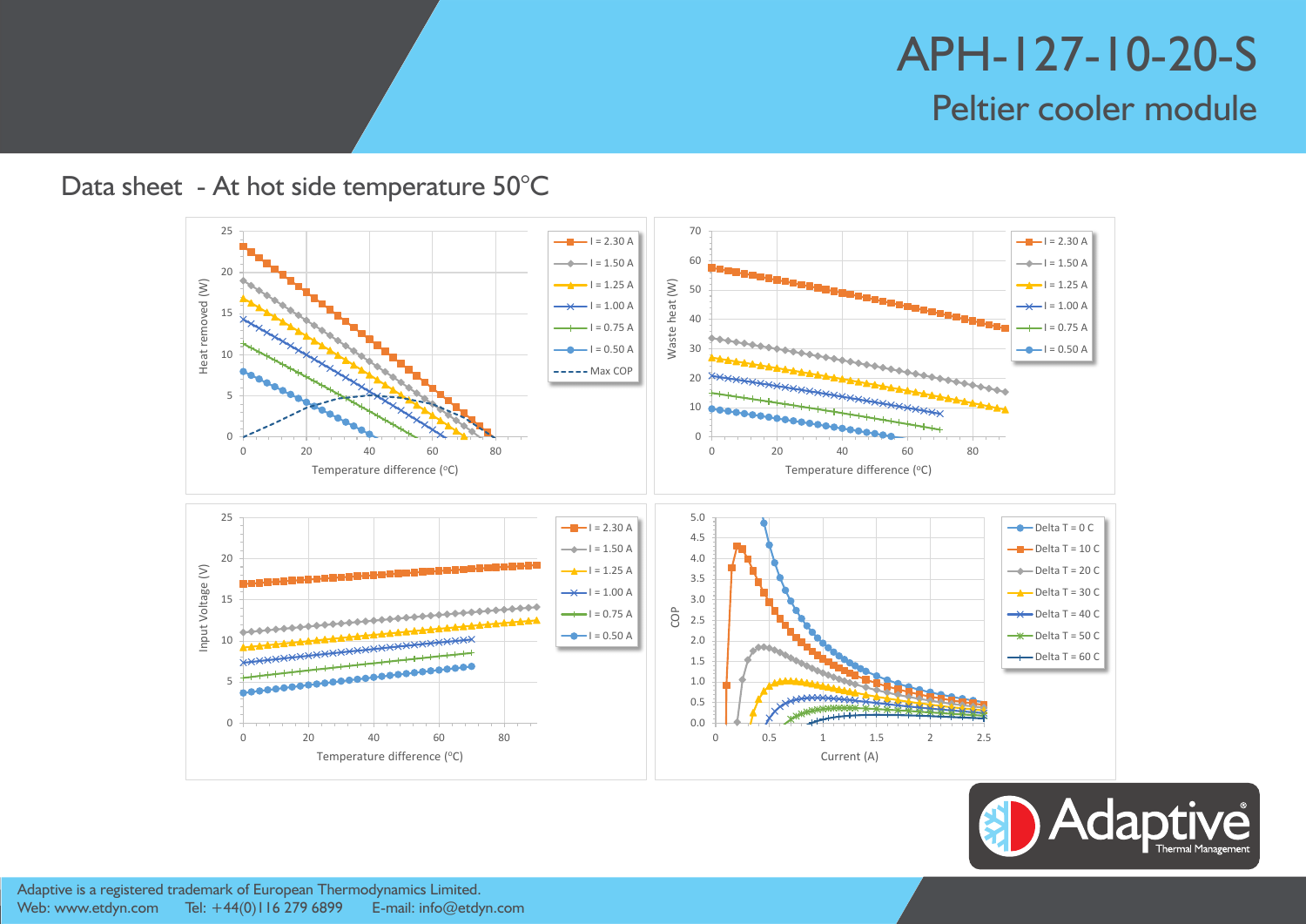# APH-127-10-20-S

## Peltier cooler module

### Data sheet - At hot side temperature 50°C

Heat removed (W) vs Temperature difference (°C) — I = 2.30 A, I = 1.50 A, I = 1.25 A, I = 1.00 A, I = 0.75 A, I = 0.50 A, Max COP

Waste heat (W) vs Temperature difference (°C) — I = 2.30 A, I = 1.50 A, I = 1.25 A, I = 1.00 A, I = 0.75 A, I = 0.50 A

Input Voltage (V) vs Temperature difference (°C) — I = 2.30 A, I = 1.50 A, I = 1.25 A, I = 1.00 A, I = 0.75 A, I = 0.50 A

COP vs Current (A) — Delta T = 0 C, Delta T = 10 C, Delta T = 20 C, Delta T = 30 C, Delta T = 40 C, Delta T = 50 C, Delta T = 60 C

Adaptive is a registered trademark of European Thermodynamics Limited.
Web: www.etdyn.com Tel: +44(0)116 279 6899 E-mail: info@etdyn.com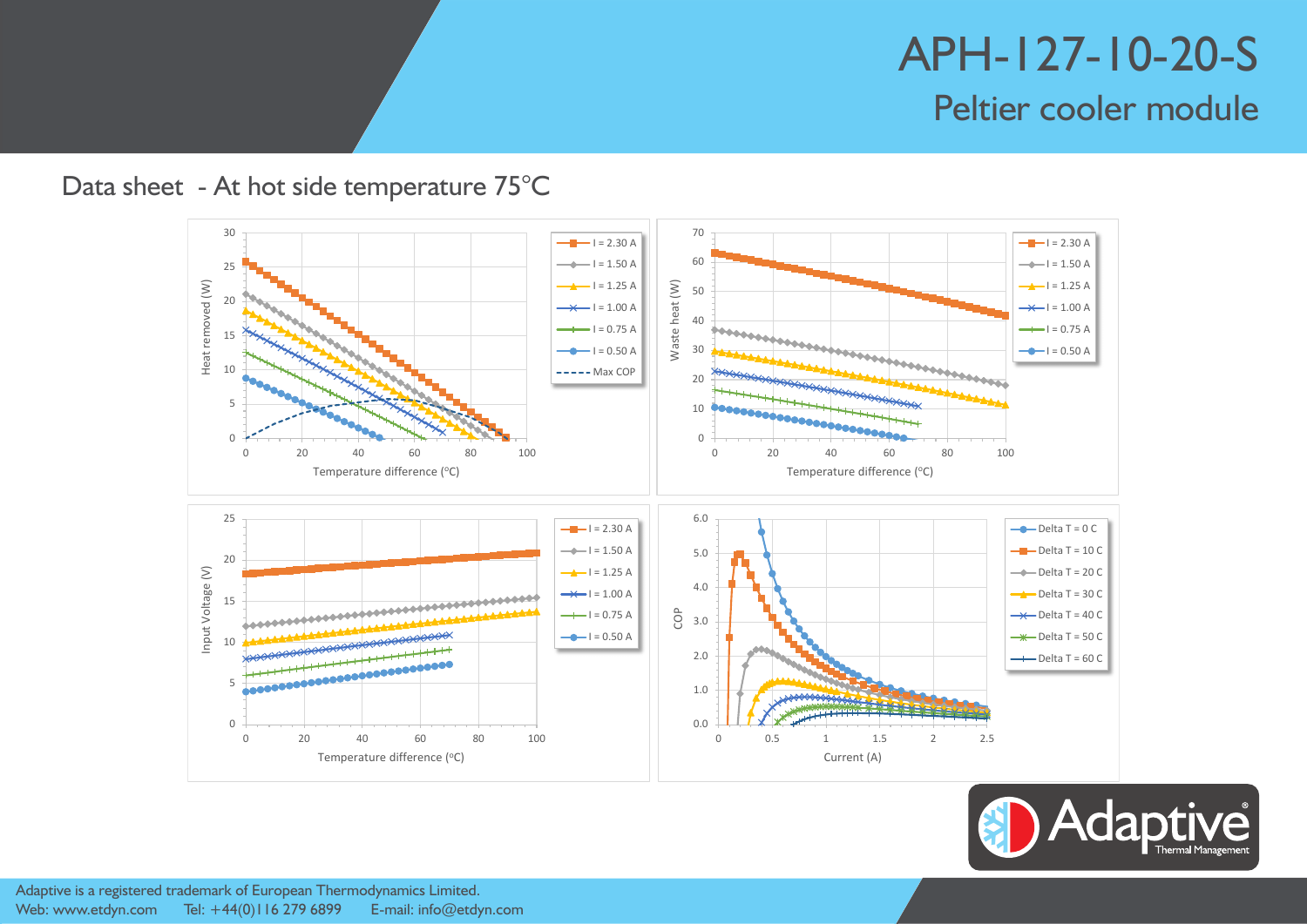# APH-127-10-20-S

## Peltier cooler module

### Data sheet - At hot side temperature 75°C

Heat removed (W)
30
25
20
15
10
5
0
0 20 40 60 80 100
Temperature difference (°C)
I = 2.30 A
I = 1.50 A
I = 1.25 A
I = 1.00 A
I = 0.75 A
I = 0.50 A
Max COP

Waste heat (W)
70
60
50
40
30
20
10
0
0 20 40 60 80 100
Temperature difference (°C)
I = 2.30 A
I = 1.50 A
I = 1.25 A
I = 1.00 A
I = 0.75 A
I = 0.50 A

Input Voltage (V)
25
20
15
10
5
0
0 20 40 60 80 100
Temperature difference (°C)
I = 2.30 A
I = 1.50 A
I = 1.25 A
I = 1.00 A
I = 0.75 A
I = 0.50 A

COP
6.0
5.0
4.0
3.0
2.0
1.0
0.0
0 0.5 1 1.5 2 2.5
Current (A)
Delta T = 0 C
Delta T = 10 C
Delta T = 20 C
Delta T = 30 C
Delta T = 40 C
Delta T = 50 C
Delta T = 60 C

Adaptive Thermal Management

Adaptive is a registered trademark of European Thermodynamics Limited.
Web: www.etdyn.com Tel: +44(0)116 279 6899 E-mail: info@etdyn.com